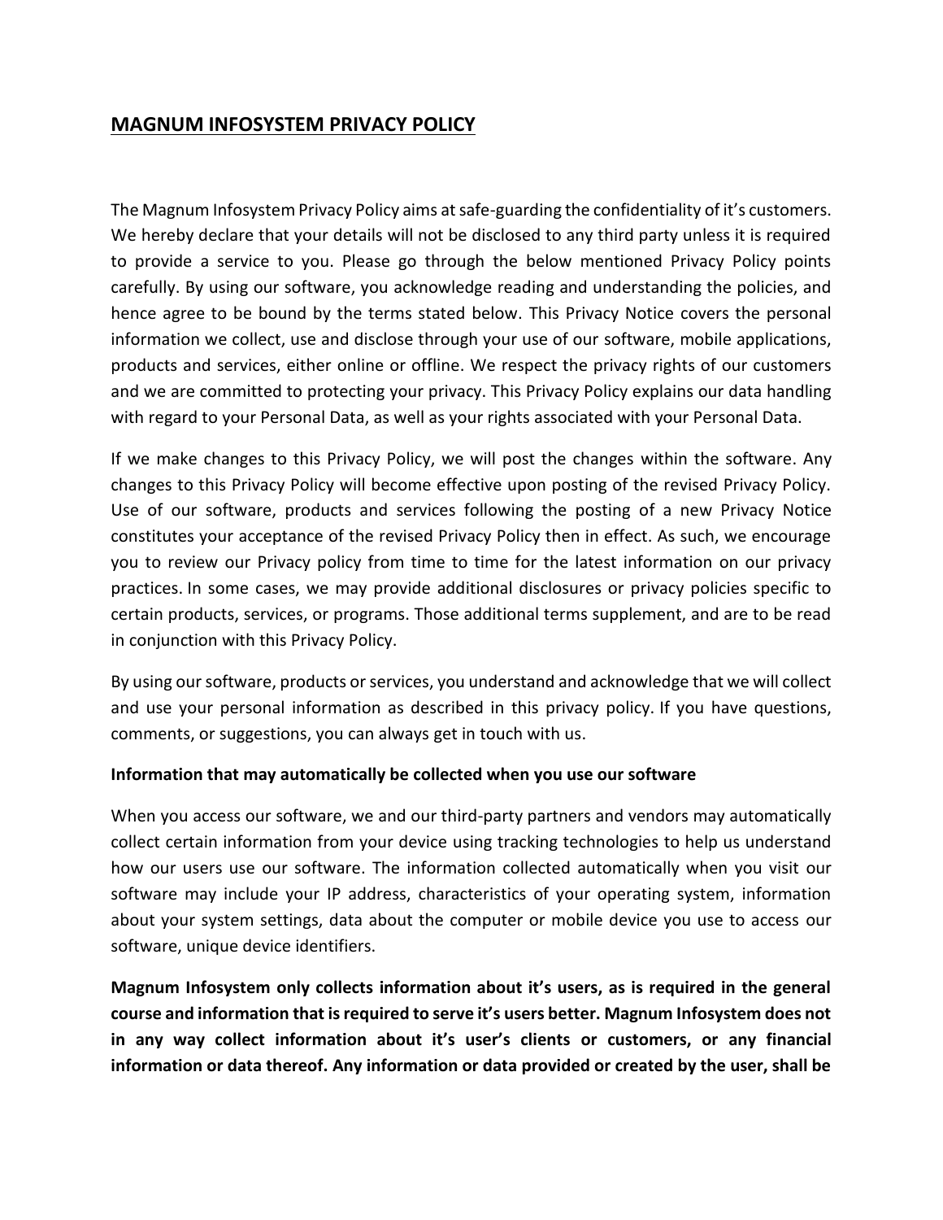# MAGNUM INFOSYSTEM PRIVACY POLICY

The Magnum Infosystem Privacy Policy aims at safe-guarding the confidentiality of it's customers. We hereby declare that your details will not be disclosed to any third party unless it is required to provide a service to you. Please go through the below mentioned Privacy Policy points carefully. By using our software, you acknowledge reading and understanding the policies, and hence agree to be bound by the terms stated below. This Privacy Notice covers the personal information we collect, use and disclose through your use of our software, mobile applications, products and services, either online or offline. We respect the privacy rights of our customers and we are committed to protecting your privacy. This Privacy Policy explains our data handling with regard to your Personal Data, as well as your rights associated with your Personal Data.

If we make changes to this Privacy Policy, we will post the changes within the software. Any changes to this Privacy Policy will become effective upon posting of the revised Privacy Policy. Use of our software, products and services following the posting of a new Privacy Notice constitutes your acceptance of the revised Privacy Policy then in effect. As such, we encourage you to review our Privacy policy from time to time for the latest information on our privacy practices. In some cases, we may provide additional disclosures or privacy policies specific to certain products, services, or programs. Those additional terms supplement, and are to be read in conjunction with this Privacy Policy.

By using our software, products or services, you understand and acknowledge that we will collect and use your personal information as described in this privacy policy. If you have questions, comments, or suggestions, you can always get in touch with us.

**Information that may automatically be collected when you use our software**

When you access our software, we and our third-party partners and vendors may automatically collect certain information from your device using tracking technologies to help us understand how our users use our software. The information collected automatically when you visit our software may include your IP address, characteristics of your operating system, information about your system settings, data about the computer or mobile device you use to access our software, unique device identifiers.

**Magnum Infosystem only collects information about it's users, as is required in the general course and information that is required to serve it's users better. Magnum Infosystem does not in any way collect information about it's user's clients or customers, or any financial information or data thereof. Any information or data provided or created by the user, shall be**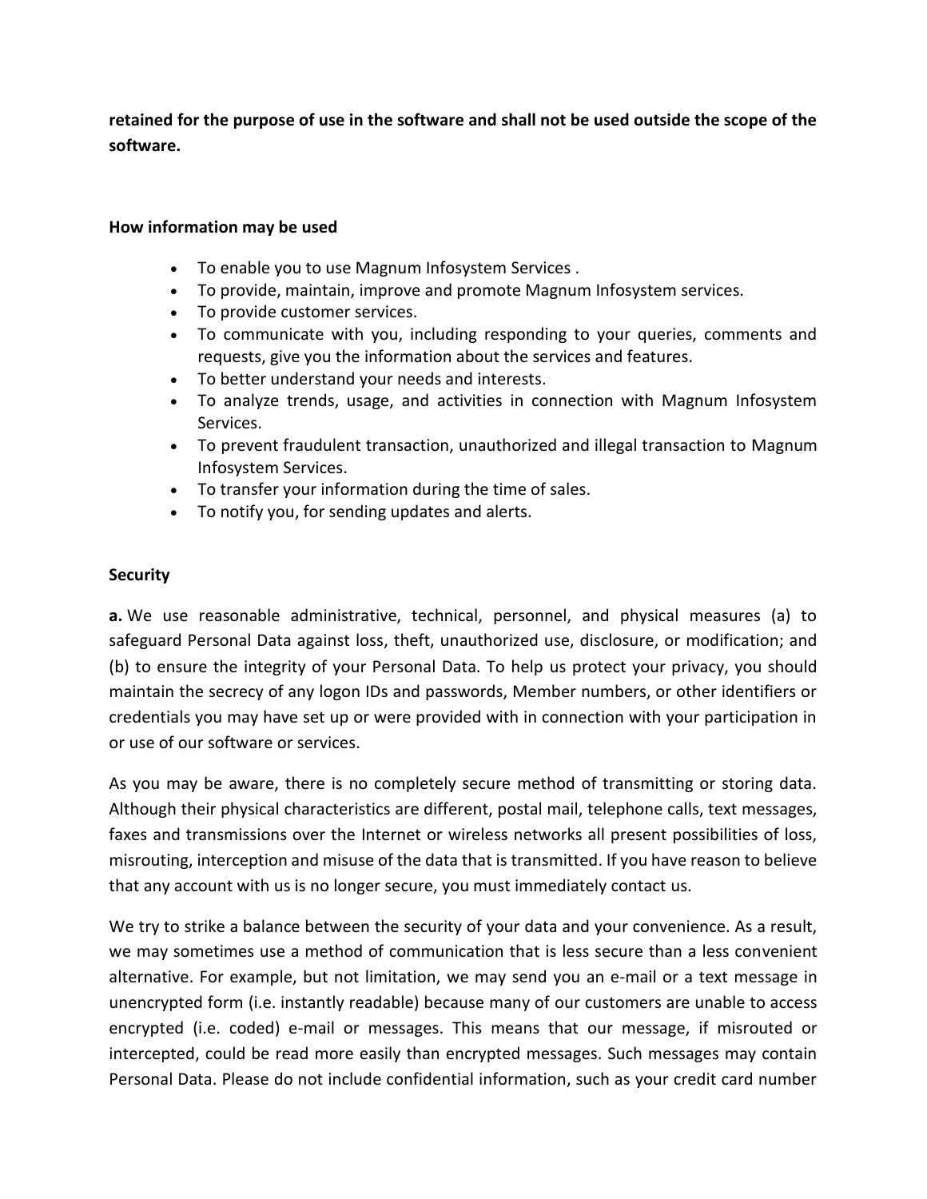**retained for the purpose of use in the software and shall not be used outside the scope of the software.**

**How information may be used**

- To enable you to use Magnum Infosystem Services .
- To provide, maintain, improve and promote Magnum Infosystem services.
- To provide customer services.
- To communicate with you, including responding to your queries, comments and requests, give you the information about the services and features.
- To better understand your needs and interests.
- To analyze trends, usage, and activities in connection with Magnum Infosystem Services.
- To prevent fraudulent transaction, unauthorized and illegal transaction to Magnum Infosystem Services.
- To transfer your information during the time of sales.
- To notify you, for sending updates and alerts.

**Security**

**a.** We use reasonable administrative, technical, personnel, and physical measures (a) to safeguard Personal Data against loss, theft, unauthorized use, disclosure, or modification; and (b) to ensure the integrity of your Personal Data. To help us protect your privacy, you should maintain the secrecy of any logon IDs and passwords, Member numbers, or other identifiers or credentials you may have set up or were provided with in connection with your participation in or use of our software or services.

As you may be aware, there is no completely secure method of transmitting or storing data. Although their physical characteristics are different, postal mail, telephone calls, text messages, faxes and transmissions over the Internet or wireless networks all present possibilities of loss, misrouting, interception and misuse of the data that is transmitted. If you have reason to believe that any account with us is no longer secure, you must immediately contact us.

We try to strike a balance between the security of your data and your convenience. As a result, we may sometimes use a method of communication that is less secure than a less convenient alternative. For example, but not limitation, we may send you an e-mail or a text message in unencrypted form (i.e. instantly readable) because many of our customers are unable to access encrypted (i.e. coded) e-mail or messages. This means that our message, if misrouted or intercepted, could be read more easily than encrypted messages. Such messages may contain Personal Data. Please do not include confidential information, such as your credit card number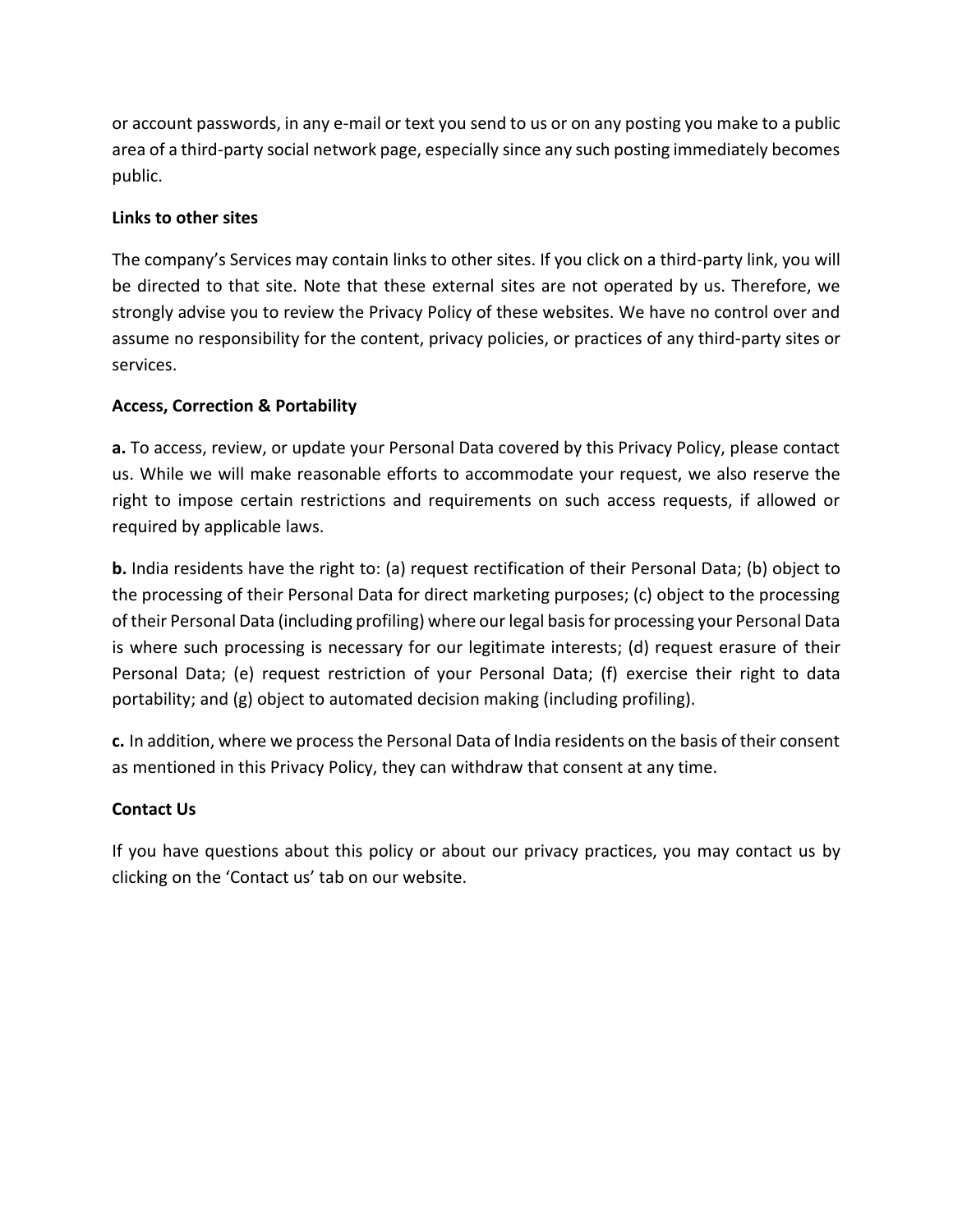or account passwords, in any e-mail or text you send to us or on any posting you make to a public area of a third-party social network page, especially since any such posting immediately becomes public.

**Links to other sites**

The company's Services may contain links to other sites. If you click on a third-party link, you will be directed to that site. Note that these external sites are not operated by us. Therefore, we strongly advise you to review the Privacy Policy of these websites. We have no control over and assume no responsibility for the content, privacy policies, or practices of any third-party sites or services.

**Access, Correction & Portability**

**a.** To access, review, or update your Personal Data covered by this Privacy Policy, please contact us. While we will make reasonable efforts to accommodate your request, we also reserve the right to impose certain restrictions and requirements on such access requests, if allowed or required by applicable laws.

**b.** India residents have the right to: (a) request rectification of their Personal Data; (b) object to the processing of their Personal Data for direct marketing purposes; (c) object to the processing of their Personal Data (including profiling) where our legal basis for processing your Personal Data is where such processing is necessary for our legitimate interests; (d) request erasure of their Personal Data; (e) request restriction of your Personal Data; (f) exercise their right to data portability; and (g) object to automated decision making (including profiling).

**c.** In addition, where we process the Personal Data of India residents on the basis of their consent as mentioned in this Privacy Policy, they can withdraw that consent at any time.

**Contact Us**

If you have questions about this policy or about our privacy practices, you may contact us by clicking on the 'Contact us' tab on our website.